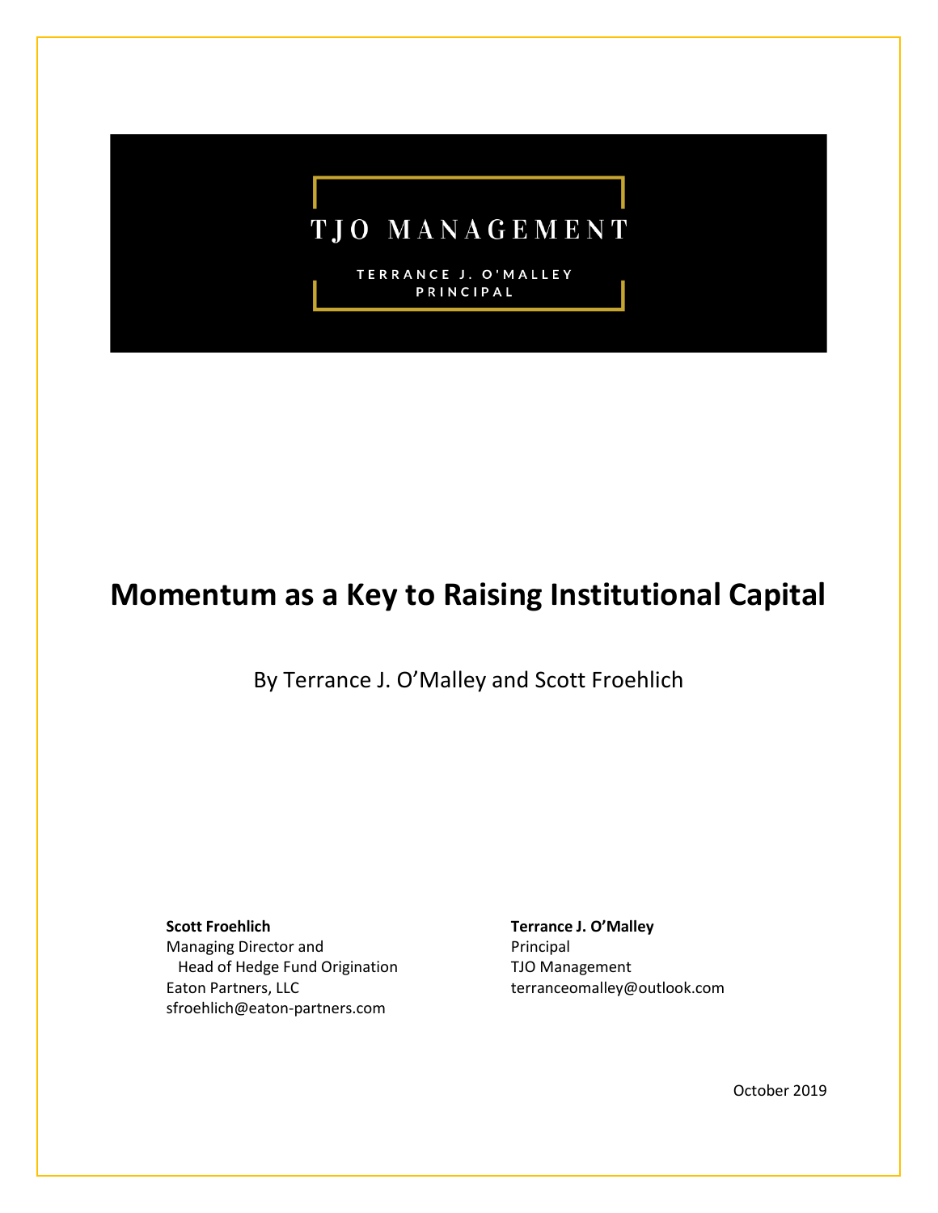TJO MANAGEMENT

TERRANCE J. O'MALLEY
PRINCIPAL

# Momentum as a Key to Raising Institutional Capital

By Terrance J. O'Malley and Scott Froehlich

**Scott Froehlich**
Managing Director and
Head of Hedge Fund Origination
Eaton Partners, LLC
sfroehlich@eaton-partners.com

**Terrance J. O'Malley**
Principal
TJO Management
terranceomalley@outlook.com

October 2019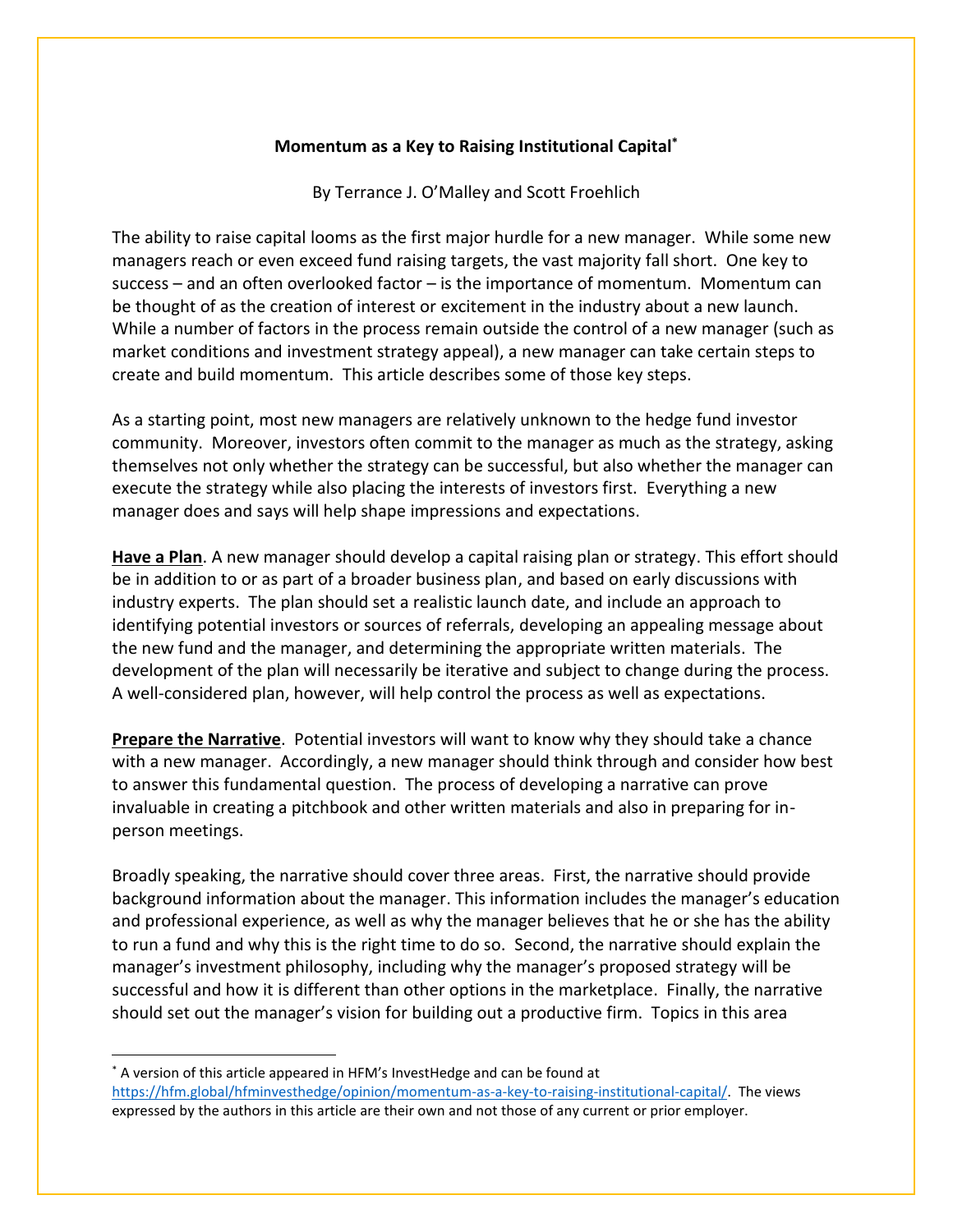**Momentum as a Key to Raising Institutional Capital***

By Terrance J. O'Malley and Scott Froehlich

The ability to raise capital looms as the first major hurdle for a new manager. While some new managers reach or even exceed fund raising targets, the vast majority fall short. One key to success – and an often overlooked factor – is the importance of momentum. Momentum can be thought of as the creation of interest or excitement in the industry about a new launch. While a number of factors in the process remain outside the control of a new manager (such as market conditions and investment strategy appeal), a new manager can take certain steps to create and build momentum. This article describes some of those key steps.

As a starting point, most new managers are relatively unknown to the hedge fund investor community. Moreover, investors often commit to the manager as much as the strategy, asking themselves not only whether the strategy can be successful, but also whether the manager can execute the strategy while also placing the interests of investors first. Everything a new manager does and says will help shape impressions and expectations.

**Have a Plan**. A new manager should develop a capital raising plan or strategy. This effort should be in addition to or as part of a broader business plan, and based on early discussions with industry experts. The plan should set a realistic launch date, and include an approach to identifying potential investors or sources of referrals, developing an appealing message about the new fund and the manager, and determining the appropriate written materials. The development of the plan will necessarily be iterative and subject to change during the process. A well-considered plan, however, will help control the process as well as expectations.

**Prepare the Narrative**. Potential investors will want to know why they should take a chance with a new manager. Accordingly, a new manager should think through and consider how best to answer this fundamental question. The process of developing a narrative can prove invaluable in creating a pitchbook and other written materials and also in preparing for in-person meetings.

Broadly speaking, the narrative should cover three areas. First, the narrative should provide background information about the manager. This information includes the manager's education and professional experience, as well as why the manager believes that he or she has the ability to run a fund and why this is the right time to do so. Second, the narrative should explain the manager's investment philosophy, including why the manager's proposed strategy will be successful and how it is different than other options in the marketplace. Finally, the narrative should set out the manager's vision for building out a productive firm. Topics in this area

---

* A version of this article appeared in HFM's InvestHedge and can be found at https://hfm.global/hfminvesthedge/opinion/momentum-as-a-key-to-raising-institutional-capital/. The views expressed by the authors in this article are their own and not those of any current or prior employer.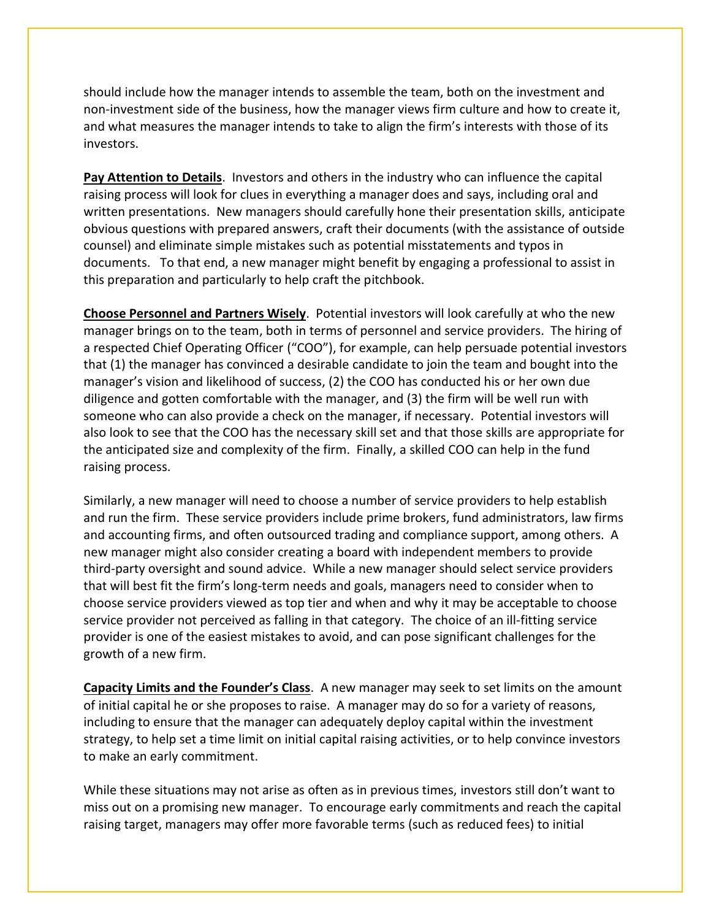should include how the manager intends to assemble the team, both on the investment and non-investment side of the business, how the manager views firm culture and how to create it, and what measures the manager intends to take to align the firm's interests with those of its investors.

**Pay Attention to Details**. Investors and others in the industry who can influence the capital raising process will look for clues in everything a manager does and says, including oral and written presentations. New managers should carefully hone their presentation skills, anticipate obvious questions with prepared answers, craft their documents (with the assistance of outside counsel) and eliminate simple mistakes such as potential misstatements and typos in documents. To that end, a new manager might benefit by engaging a professional to assist in this preparation and particularly to help craft the pitchbook.

**Choose Personnel and Partners Wisely**. Potential investors will look carefully at who the new manager brings on to the team, both in terms of personnel and service providers. The hiring of a respected Chief Operating Officer ("COO"), for example, can help persuade potential investors that (1) the manager has convinced a desirable candidate to join the team and bought into the manager's vision and likelihood of success, (2) the COO has conducted his or her own due diligence and gotten comfortable with the manager, and (3) the firm will be well run with someone who can also provide a check on the manager, if necessary. Potential investors will also look to see that the COO has the necessary skill set and that those skills are appropriate for the anticipated size and complexity of the firm. Finally, a skilled COO can help in the fund raising process.

Similarly, a new manager will need to choose a number of service providers to help establish and run the firm. These service providers include prime brokers, fund administrators, law firms and accounting firms, and often outsourced trading and compliance support, among others. A new manager might also consider creating a board with independent members to provide third-party oversight and sound advice. While a new manager should select service providers that will best fit the firm's long-term needs and goals, managers need to consider when to choose service providers viewed as top tier and when and why it may be acceptable to choose service provider not perceived as falling in that category. The choice of an ill-fitting service provider is one of the easiest mistakes to avoid, and can pose significant challenges for the growth of a new firm.

**Capacity Limits and the Founder's Class**. A new manager may seek to set limits on the amount of initial capital he or she proposes to raise. A manager may do so for a variety of reasons, including to ensure that the manager can adequately deploy capital within the investment strategy, to help set a time limit on initial capital raising activities, or to help convince investors to make an early commitment.

While these situations may not arise as often as in previous times, investors still don't want to miss out on a promising new manager. To encourage early commitments and reach the capital raising target, managers may offer more favorable terms (such as reduced fees) to initial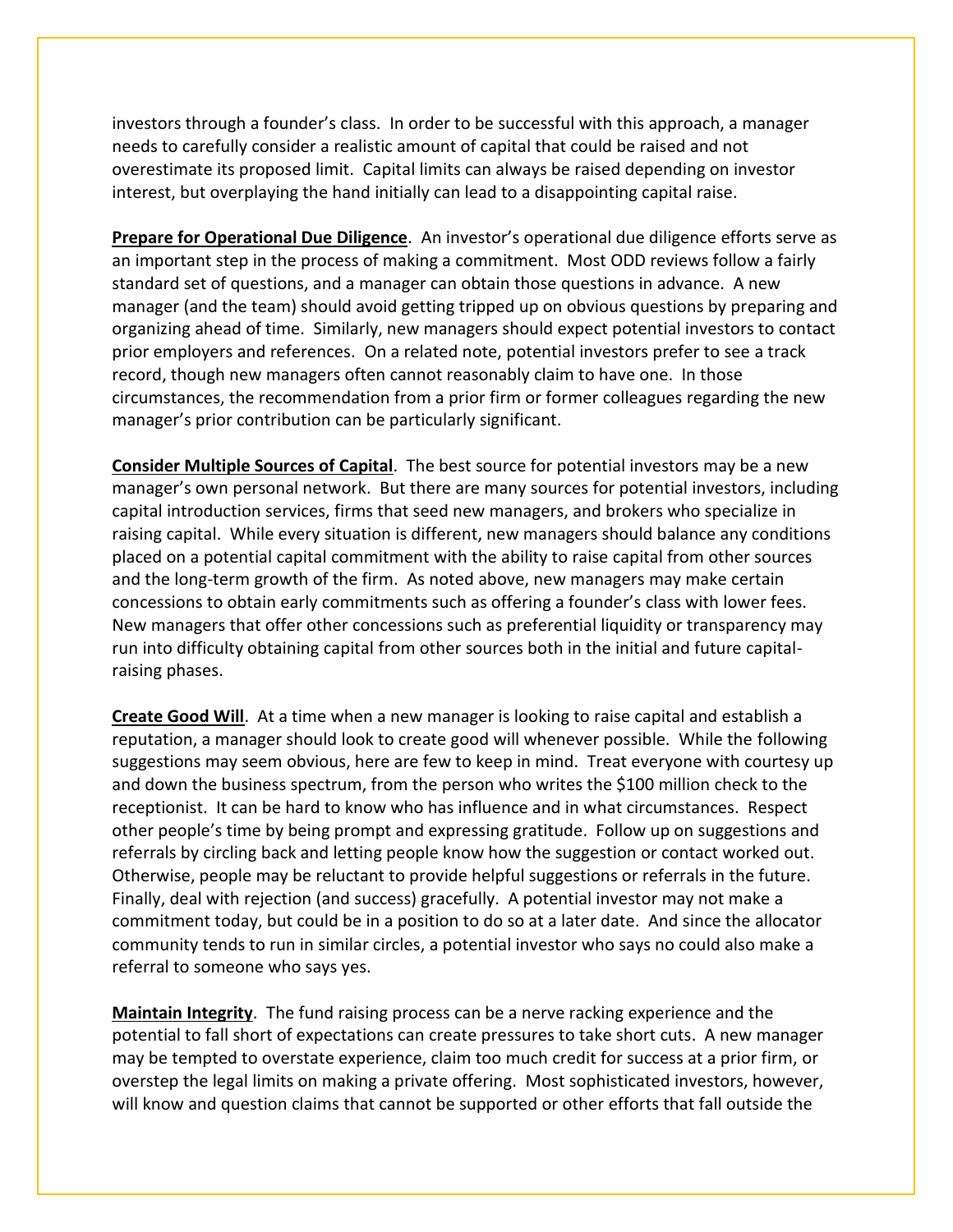investors through a founder's class. In order to be successful with this approach, a manager needs to carefully consider a realistic amount of capital that could be raised and not overestimate its proposed limit. Capital limits can always be raised depending on investor interest, but overplaying the hand initially can lead to a disappointing capital raise.

**Prepare for Operational Due Diligence**. An investor's operational due diligence efforts serve as an important step in the process of making a commitment. Most ODD reviews follow a fairly standard set of questions, and a manager can obtain those questions in advance. A new manager (and the team) should avoid getting tripped up on obvious questions by preparing and organizing ahead of time. Similarly, new managers should expect potential investors to contact prior employers and references. On a related note, potential investors prefer to see a track record, though new managers often cannot reasonably claim to have one. In those circumstances, the recommendation from a prior firm or former colleagues regarding the new manager's prior contribution can be particularly significant.

**Consider Multiple Sources of Capital**. The best source for potential investors may be a new manager's own personal network. But there are many sources for potential investors, including capital introduction services, firms that seed new managers, and brokers who specialize in raising capital. While every situation is different, new managers should balance any conditions placed on a potential capital commitment with the ability to raise capital from other sources and the long-term growth of the firm. As noted above, new managers may make certain concessions to obtain early commitments such as offering a founder's class with lower fees. New managers that offer other concessions such as preferential liquidity or transparency may run into difficulty obtaining capital from other sources both in the initial and future capital-raising phases.

**Create Good Will**. At a time when a new manager is looking to raise capital and establish a reputation, a manager should look to create good will whenever possible. While the following suggestions may seem obvious, here are few to keep in mind. Treat everyone with courtesy up and down the business spectrum, from the person who writes the $100 million check to the receptionist. It can be hard to know who has influence and in what circumstances. Respect other people's time by being prompt and expressing gratitude. Follow up on suggestions and referrals by circling back and letting people know how the suggestion or contact worked out. Otherwise, people may be reluctant to provide helpful suggestions or referrals in the future. Finally, deal with rejection (and success) gracefully. A potential investor may not make a commitment today, but could be in a position to do so at a later date. And since the allocator community tends to run in similar circles, a potential investor who says no could also make a referral to someone who says yes.

**Maintain Integrity**. The fund raising process can be a nerve racking experience and the potential to fall short of expectations can create pressures to take short cuts. A new manager may be tempted to overstate experience, claim too much credit for success at a prior firm, or overstep the legal limits on making a private offering. Most sophisticated investors, however, will know and question claims that cannot be supported or other efforts that fall outside the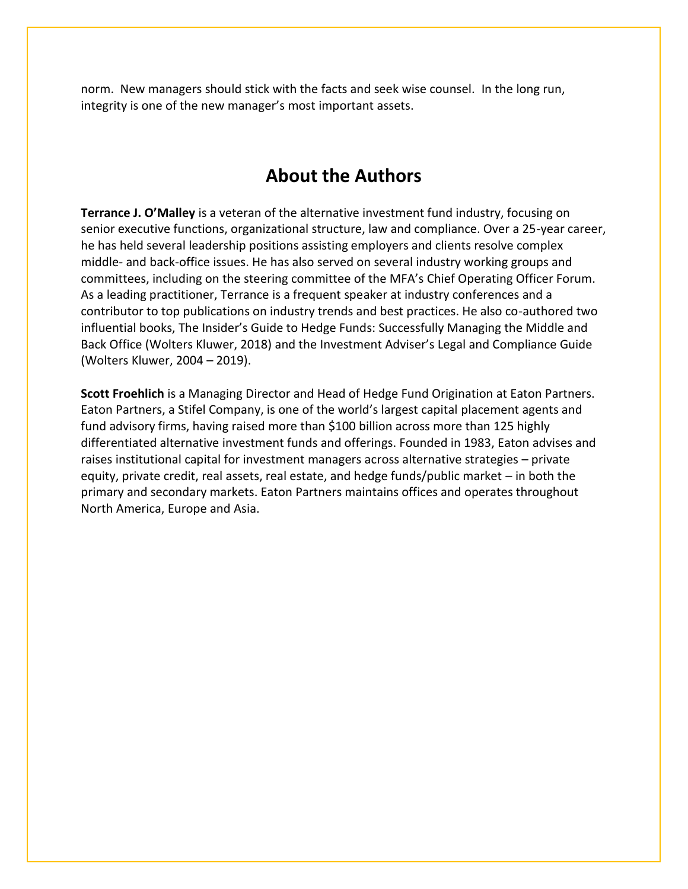norm. New managers should stick with the facts and seek wise counsel. In the long run, integrity is one of the new manager's most important assets.

## About the Authors

**Terrance J. O'Malley** is a veteran of the alternative investment fund industry, focusing on senior executive functions, organizational structure, law and compliance. Over a 25-year career, he has held several leadership positions assisting employers and clients resolve complex middle- and back-office issues. He has also served on several industry working groups and committees, including on the steering committee of the MFA's Chief Operating Officer Forum. As a leading practitioner, Terrance is a frequent speaker at industry conferences and a contributor to top publications on industry trends and best practices. He also co-authored two influential books, The Insider's Guide to Hedge Funds: Successfully Managing the Middle and Back Office (Wolters Kluwer, 2018) and the Investment Adviser's Legal and Compliance Guide (Wolters Kluwer, 2004 – 2019).

**Scott Froehlich** is a Managing Director and Head of Hedge Fund Origination at Eaton Partners. Eaton Partners, a Stifel Company, is one of the world's largest capital placement agents and fund advisory firms, having raised more than $100 billion across more than 125 highly differentiated alternative investment funds and offerings. Founded in 1983, Eaton advises and raises institutional capital for investment managers across alternative strategies – private equity, private credit, real assets, real estate, and hedge funds/public market – in both the primary and secondary markets. Eaton Partners maintains offices and operates throughout North America, Europe and Asia.